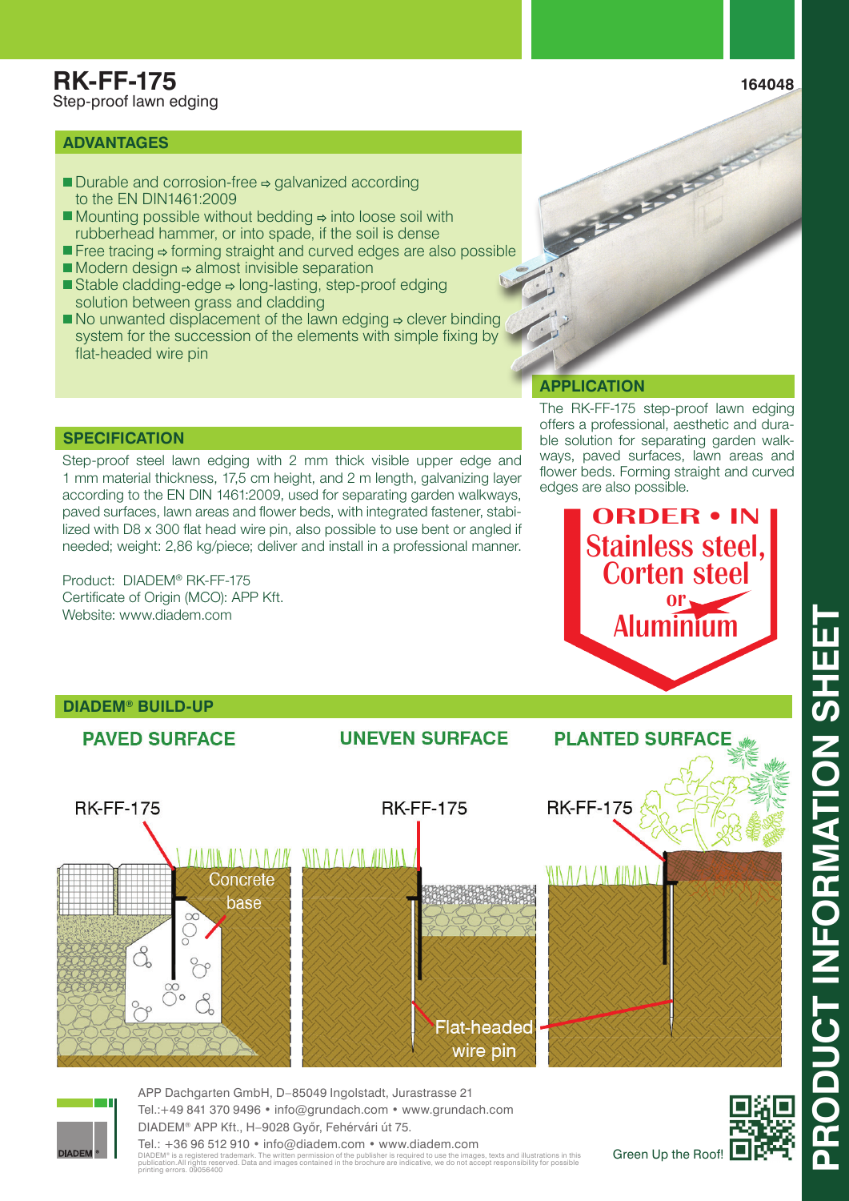# RK-FF-175

Step-proof lawn edging

164048

## ADVANTAGES

- Durable and corrosion-free ⇨ galvanized according to the EN DIN1461:2009
- Mounting possible without bedding ⇨ into loose soil with rubberhead hammer, or into spade, if the soil is dense
- Free tracing ⇨ forming straight and curved edges are also possible
- Modern design ⇨ almost invisible separation
- Stable cladding-edge ⇨ long-lasting, step-proof edging solution between grass and cladding
- No unwanted displacement of the lawn edging ⇨ clever binding system for the succession of the elements with simple fixing by flat-headed wire pin

## APPLICATION

The RK-FF-175 step-proof lawn edging offers a professional, aesthetic and durable solution for separating garden walkways, paved surfaces, lawn areas and flower beds. Forming straight and curved edges are also possible.

## SPECIFICATION

Step-proof steel lawn edging with 2 mm thick visible upper edge and 1 mm material thickness, 17,5 cm height, and 2 m length, galvanizing layer according to the EN DIN 1461:2009, used for separating garden walkways, paved surfaces, lawn areas and flower beds, with integrated fastener, stabilized with D8 x 300 flat head wire pin, also possible to use bent or angled if needed; weight: 2,86 kg/piece; deliver and install in a professional manner.

Product: DIADEM® RK-FF-175
Certificate of Origin (MCO): APP Kft.
Website: www.diadem.com

**ORDER • IN Stainless steel, Corten steel or Aluminium**

## DIADEM® BUILD-UP

**PAVED SURFACE** — RK-FF-175, Concrete base

**UNEVEN SURFACE** — RK-FF-175, Flat-headed wire pin

**PLANTED SURFACE** — RK-FF-175

APP Dachgarten GmbH, D–85049 Ingolstadt, Jurastrasse 21
Tel.:+49 841 370 9496 • info@grundach.com • www.grundach.com
DIADEM® APP Kft., H–9028 Győr, Fehérvári út 75.
Tel.: +36 96 512 910 • info@diadem.com • www.diadem.com

DIADEM® is a registered trademark. The written permission of the publisher is required to use the images, texts and illustrations in this publication.All rights reserved. Data and images contained in the brochure are indicative, we do not accept responsibility for possible printing errors. 09056400

Green Up the Roof!

PRODUCT INFORMATION SHEET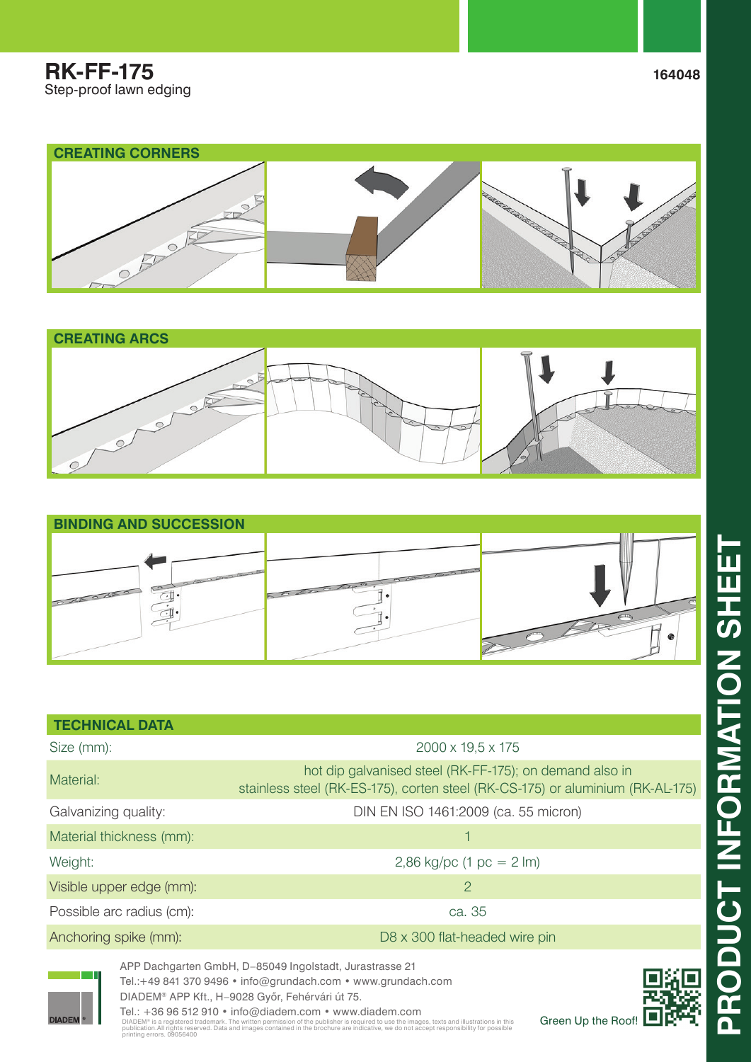# RK-FF-175

Step-proof lawn edging

164048

## CREATING CORNERS

## CREATING ARCS

## BINDING AND SUCCESSION

## TECHNICAL DATA

| | |
|---|---|
| Size (mm): | 2000 x 19,5 x 175 |
| Material: | hot dip galvanised steel (RK-FF-175); on demand also in stainless steel (RK-ES-175), corten steel (RK-CS-175) or aluminium (RK-AL-175) |
| Galvanizing quality: | DIN EN ISO 1461:2009 (ca. 55 micron) |
| Material thickness (mm): | 1 |
| Weight: | 2,86 kg/pc (1 pc = 2 lm) |
| Visible upper edge (mm): | 2 |
| Possible arc radius (cm): | ca. 35 |
| Anchoring spike (mm): | D8 x 300 flat-headed wire pin |

APP Dachgarten GmbH, D–85049 Ingolstadt, Jurastrasse 21
Tel.:+49 841 370 9496 • info@grundach.com • www.grundach.com
DIADEM® APP Kft., H–9028 Győr, Fehérvári út 75.
Tel.: +36 96 512 910 • info@diadem.com • www.diadem.com

DIADEM® is a registered trademark. The written permission of the publisher is required to use the images, texts and illustrations in this publication.All rights reserved. Data and images contained in the brochure are indicative, we do not accept responsibility for possible printing errors. 09056400

Green Up the Roof!

PRODUCT INFORMATION SHEET